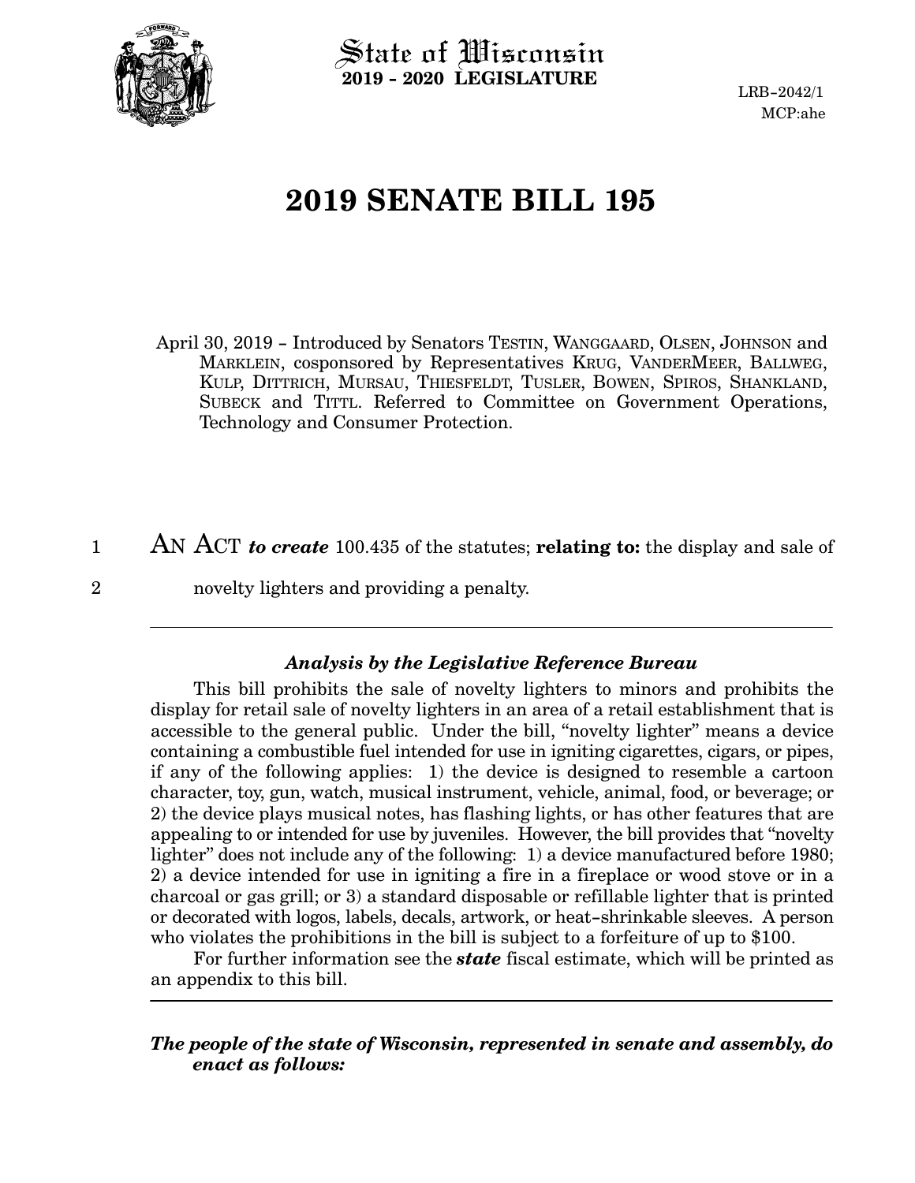State of Wisconsin
**2019 - 2020 LEGISLATURE**

LRB-2042/1
MCP:ahe

# 2019 SENATE BILL 195

April 30, 2019 - Introduced by Senators TESTIN, WANGGAARD, OLSEN, JOHNSON and MARKLEIN, cosponsored by Representatives KRUG, VANDERMEER, BALLWEG, KULP, DITTRICH, MURSAU, THIESFELDT, TUSLER, BOWEN, SPIROS, SHANKLAND, SUBECK and TITTL. Referred to Committee on Government Operations, Technology and Consumer Protection.

1 AN ACT ***to create*** 100.435 of the statutes; **relating to:** the display and sale of
2 novelty lighters and providing a penalty.

---

### *Analysis by the Legislative Reference Bureau*

This bill prohibits the sale of novelty lighters to minors and prohibits the display for retail sale of novelty lighters in an area of a retail establishment that is accessible to the general public. Under the bill, "novelty lighter" means a device containing a combustible fuel intended for use in igniting cigarettes, cigars, or pipes, if any of the following applies: 1) the device is designed to resemble a cartoon character, toy, gun, watch, musical instrument, vehicle, animal, food, or beverage; or 2) the device plays musical notes, has flashing lights, or has other features that are appealing to or intended for use by juveniles. However, the bill provides that "novelty lighter" does not include any of the following: 1) a device manufactured before 1980; 2) a device intended for use in igniting a fire in a fireplace or wood stove or in a charcoal or gas grill; or 3) a standard disposable or refillable lighter that is printed or decorated with logos, labels, decals, artwork, or heat-shrinkable sleeves. A person who violates the prohibitions in the bill is subject to a forfeiture of up to $100.

For further information see the ***state*** fiscal estimate, which will be printed as an appendix to this bill.

---

***The people of the state of Wisconsin, represented in senate and assembly, do enact as follows:***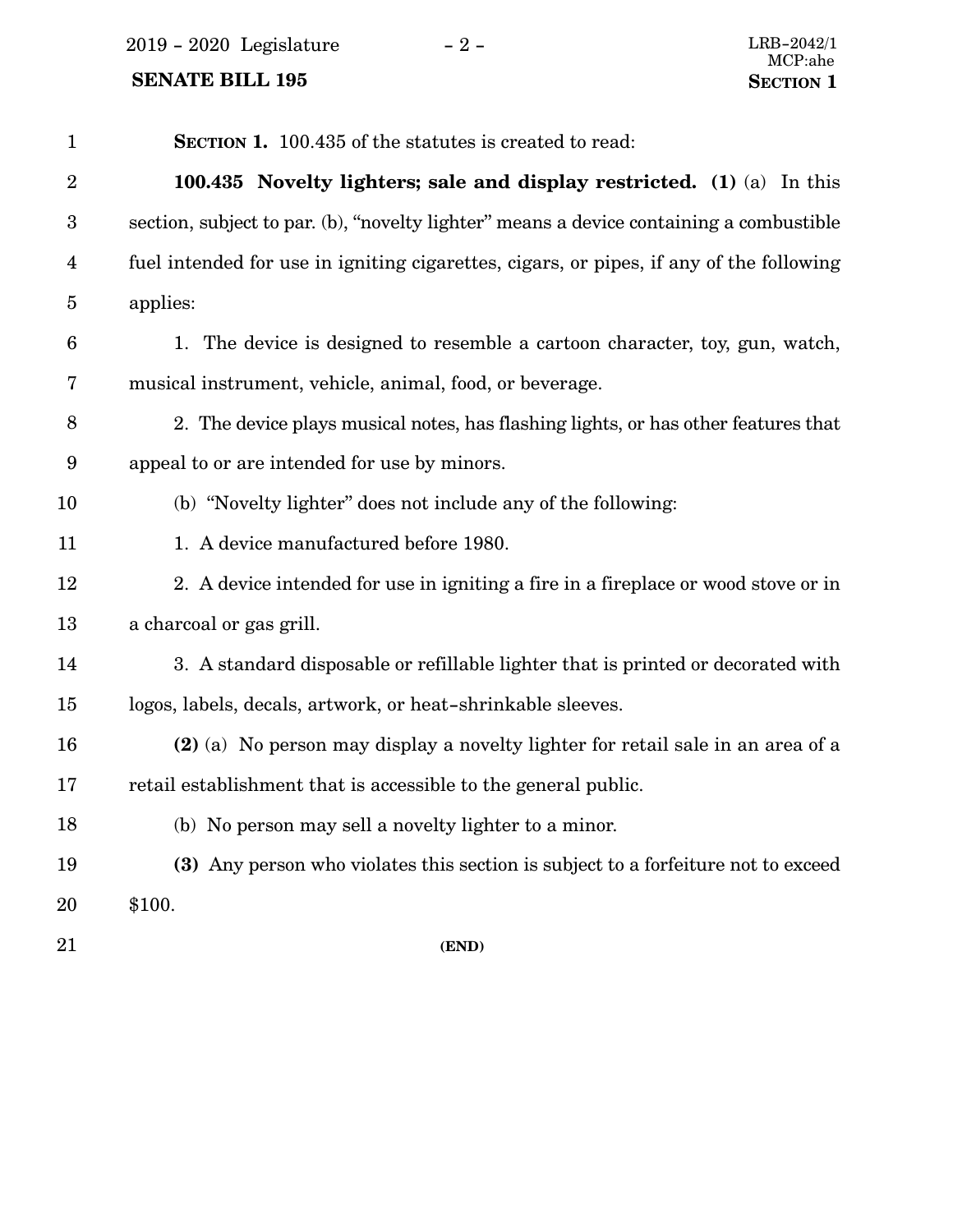**SECTION 1.** 100.435 of the statutes is created to read:

**100.435 Novelty lighters; sale and display restricted. (1)** (a) In this section, subject to par. (b), "novelty lighter" means a device containing a combustible fuel intended for use in igniting cigarettes, cigars, or pipes, if any of the following applies:

1. The device is designed to resemble a cartoon character, toy, gun, watch, musical instrument, vehicle, animal, food, or beverage.

2. The device plays musical notes, has flashing lights, or has other features that appeal to or are intended for use by minors.

(b) "Novelty lighter" does not include any of the following:

1. A device manufactured before 1980.

2. A device intended for use in igniting a fire in a fireplace or wood stove or in a charcoal or gas grill.

3. A standard disposable or refillable lighter that is printed or decorated with logos, labels, decals, artwork, or heat-shrinkable sleeves.

**(2)** (a) No person may display a novelty lighter for retail sale in an area of a retail establishment that is accessible to the general public.

(b) No person may sell a novelty lighter to a minor.

**(3)** Any person who violates this section is subject to a forfeiture not to exceed $100.

**(END)**